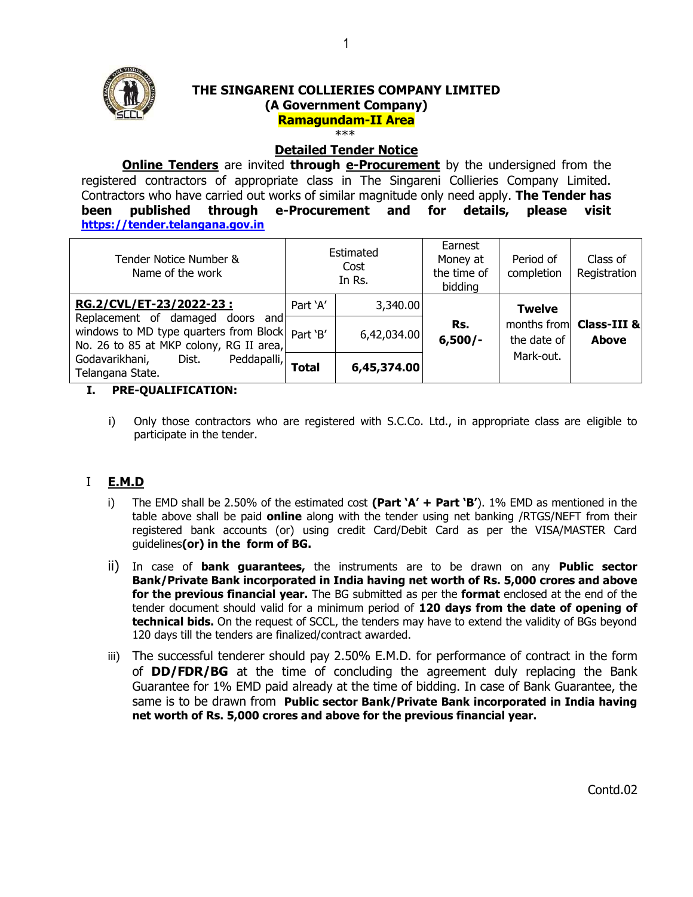# THE SINGARENI COLLIERIES COMPANY LIMITED
## (A Government Company)
## Ramagundam-II Area

\*\*\*

## Detailed Tender Notice

**Online Tenders** are invited **through e-Procurement** by the undersigned from the registered contractors of appropriate class in The Singareni Collieries Company Limited. Contractors who have carried out works of similar magnitude only need apply. **The Tender has been published through e-Procurement and for details, please visit https://tender.telangana.gov.in**

| Tender Notice Number & Name of the work | Estimated Cost In Rs. | | Earnest Money at the time of bidding | Period of completion | Class of Registration |
|---|---|---|---|---|---|
| **RG.2/CVL/ET-23/2022-23 :** Replacement of damaged doors and windows to MD type quarters from Block No. 26 to 85 at MKP colony, RG II area, Godavarikhani, Dist. Peddapalli, Telangana State. | Part 'A' | 3,340.00 | **Rs. 6,500/-** | **Twelve** months from the date of Mark-out. | **Class-III & Above** |
| | Part 'B' | 6,42,034.00 | | | |
| | **Total** | **6,45,374.00** | | | |

**I. PRE-QUALIFICATION:**

i) Only those contractors who are registered with S.C.Co. Ltd., in appropriate class are eligible to participate in the tender.

I **E.M.D**

i) The EMD shall be 2.50% of the estimated cost **(Part 'A' + Part 'B'**). 1% EMD as mentioned in the table above shall be paid **online** along with the tender using net banking /RTGS/NEFT from their registered bank accounts (or) using credit Card/Debit Card as per the VISA/MASTER Card guidelines**(or) in the form of BG.**

ii) In case of **bank guarantees,** the instruments are to be drawn on any **Public sector Bank/Private Bank incorporated in India having net worth of Rs. 5,000 crores and above for the previous financial year.** The BG submitted as per the **format** enclosed at the end of the tender document should valid for a minimum period of **120 days from the date of opening of technical bids.** On the request of SCCL, the tenders may have to extend the validity of BGs beyond 120 days till the tenders are finalized/contract awarded.

iii) The successful tenderer should pay 2.50% E.M.D. for performance of contract in the form of **DD/FDR/BG** at the time of concluding the agreement duly replacing the Bank Guarantee for 1% EMD paid already at the time of bidding. In case of Bank Guarantee, the same is to be drawn from **Public sector Bank/Private Bank incorporated in India having net worth of Rs. 5,000 crores and above for the previous financial year.**

Contd.02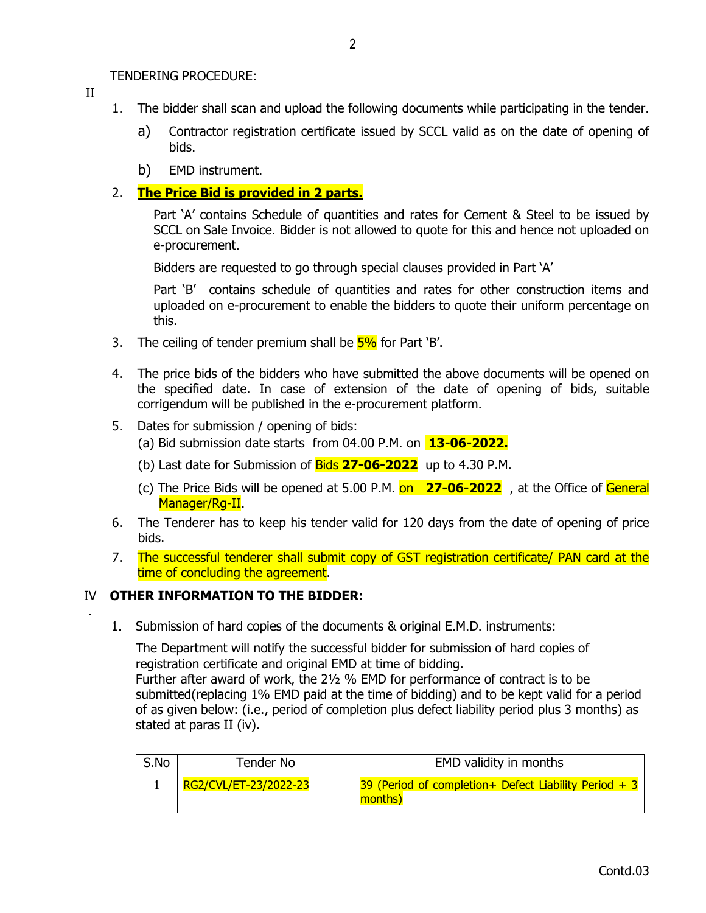TENDERING PROCEDURE:

II

1. The bidder shall scan and upload the following documents while participating in the tender.
   a) Contractor registration certificate issued by SCCL valid as on the date of opening of bids.
   b) EMD instrument.
2. **The Price Bid is provided in 2 parts.**

   Part 'A' contains Schedule of quantities and rates for Cement & Steel to be issued by SCCL on Sale Invoice. Bidder is not allowed to quote for this and hence not uploaded on e-procurement.

   Bidders are requested to go through special clauses provided in Part 'A'

   Part 'B' contains schedule of quantities and rates for other construction items and uploaded on e-procurement to enable the bidders to quote their uniform percentage on this.
3. The ceiling of tender premium shall be 5% for Part 'B'.
4. The price bids of the bidders who have submitted the above documents will be opened on the specified date. In case of extension of the date of opening of bids, suitable corrigendum will be published in the e-procurement platform.
5. Dates for submission / opening of bids:
   (a) Bid submission date starts from 04.00 P.M. on **13-06-2022.**
   (b) Last date for Submission of Bids **27-06-2022** up to 4.30 P.M.
   (c) The Price Bids will be opened at 5.00 P.M. on **27-06-2022** , at the Office of General Manager/Rg-II.
6. The Tenderer has to keep his tender valid for 120 days from the date of opening of price bids.
7. The successful tenderer shall submit copy of GST registration certificate/ PAN card at the time of concluding the agreement.

IV. **OTHER INFORMATION TO THE BIDDER:**

1. Submission of hard copies of the documents & original E.M.D. instruments:

   The Department will notify the successful bidder for submission of hard copies of registration certificate and original EMD at time of bidding.
   Further after award of work, the 2½ % EMD for performance of contract is to be submitted(replacing 1% EMD paid at the time of bidding) and to be kept valid for a period of as given below: (i.e., period of completion plus defect liability period plus 3 months) as stated at paras II (iv).

| S.No | Tender No | EMD validity in months |
|---|---|---|
| 1 | RG2/CVL/ET-23/2022-23 | 39 (Period of completion+ Defect Liability Period + 3 months) |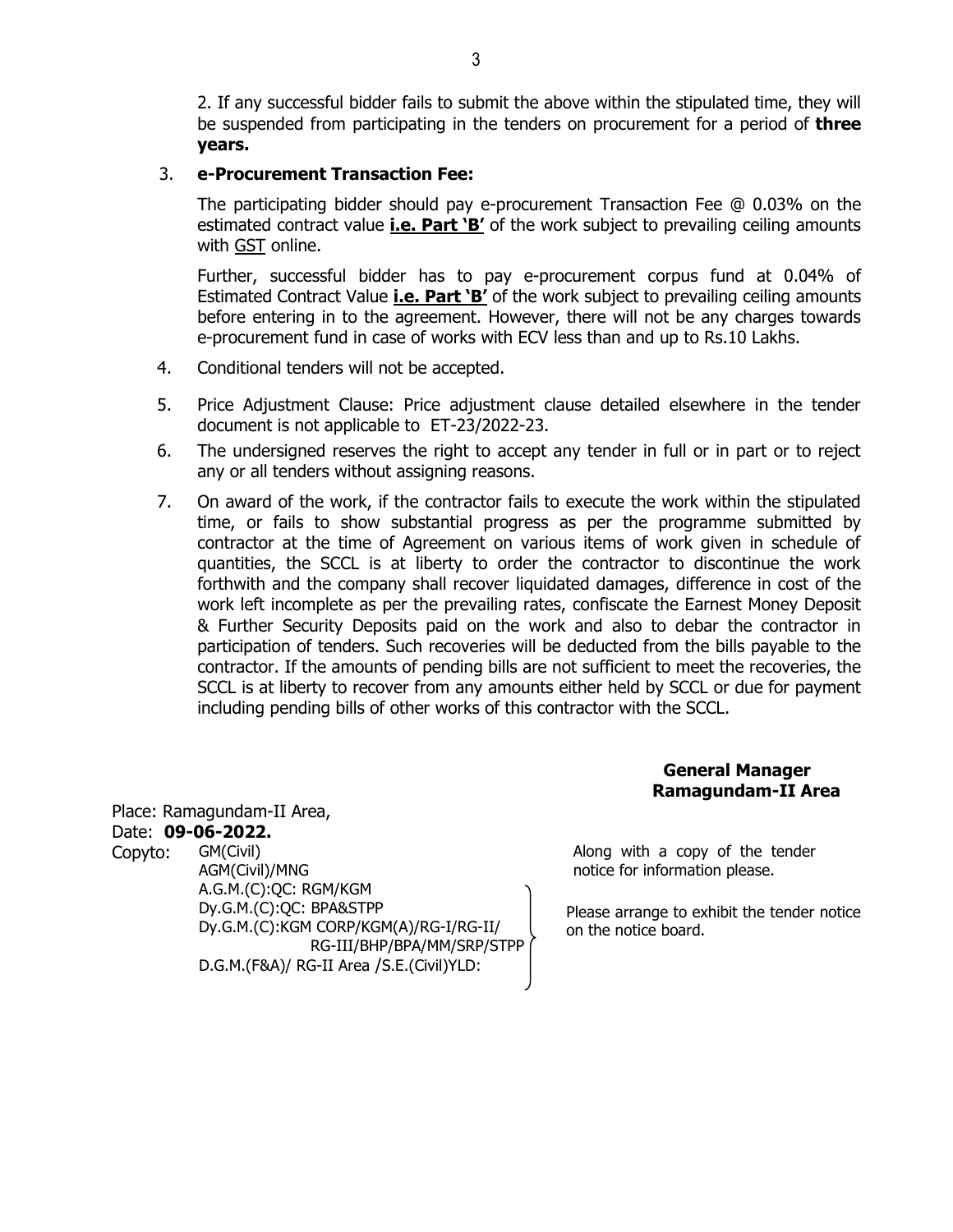2. If any successful bidder fails to submit the above within the stipulated time, they will be suspended from participating in the tenders on procurement for a period of **three years.**

3. **e-Procurement Transaction Fee:**

   The participating bidder should pay e-procurement Transaction Fee @ 0.03% on the estimated contract value **i.e. Part 'B'** of the work subject to prevailing ceiling amounts with GST online.

   Further, successful bidder has to pay e-procurement corpus fund at 0.04% of Estimated Contract Value **i.e. Part 'B'** of the work subject to prevailing ceiling amounts before entering in to the agreement. However, there will not be any charges towards e-procurement fund in case of works with ECV less than and up to Rs.10 Lakhs.

4. Conditional tenders will not be accepted.

5. Price Adjustment Clause: Price adjustment clause detailed elsewhere in the tender document is not applicable to ET-23/2022-23.

6. The undersigned reserves the right to accept any tender in full or in part or to reject any or all tenders without assigning reasons.

7. On award of the work, if the contractor fails to execute the work within the stipulated time, or fails to show substantial progress as per the programme submitted by contractor at the time of Agreement on various items of work given in schedule of quantities, the SCCL is at liberty to order the contractor to discontinue the work forthwith and the company shall recover liquidated damages, difference in cost of the work left incomplete as per the prevailing rates, confiscate the Earnest Money Deposit & Further Security Deposits paid on the work and also to debar the contractor in participation of tenders. Such recoveries will be deducted from the bills payable to the contractor. If the amounts of pending bills are not sufficient to meet the recoveries, the SCCL is at liberty to recover from any amounts either held by SCCL or due for payment including pending bills of other works of this contractor with the SCCL.

**General Manager**
**Ramagundam-II Area**

Place: Ramagundam-II Area,
Date: **09-06-2022.**

Copyto:
GM(Civil)
AGM(Civil)/MNG

Along with a copy of the tender notice for information please.

A.G.M.(C):QC: RGM/KGM
Dy.G.M.(C):QC: BPA&STPP
Dy.G.M.(C):KGM CORP/KGM(A)/RG-I/RG-II/RG-III/BHP/BPA/MM/SRP/STPP
D.G.M.(F&A)/ RG-II Area /S.E.(Civil)YLD:

Please arrange to exhibit the tender notice on the notice board.